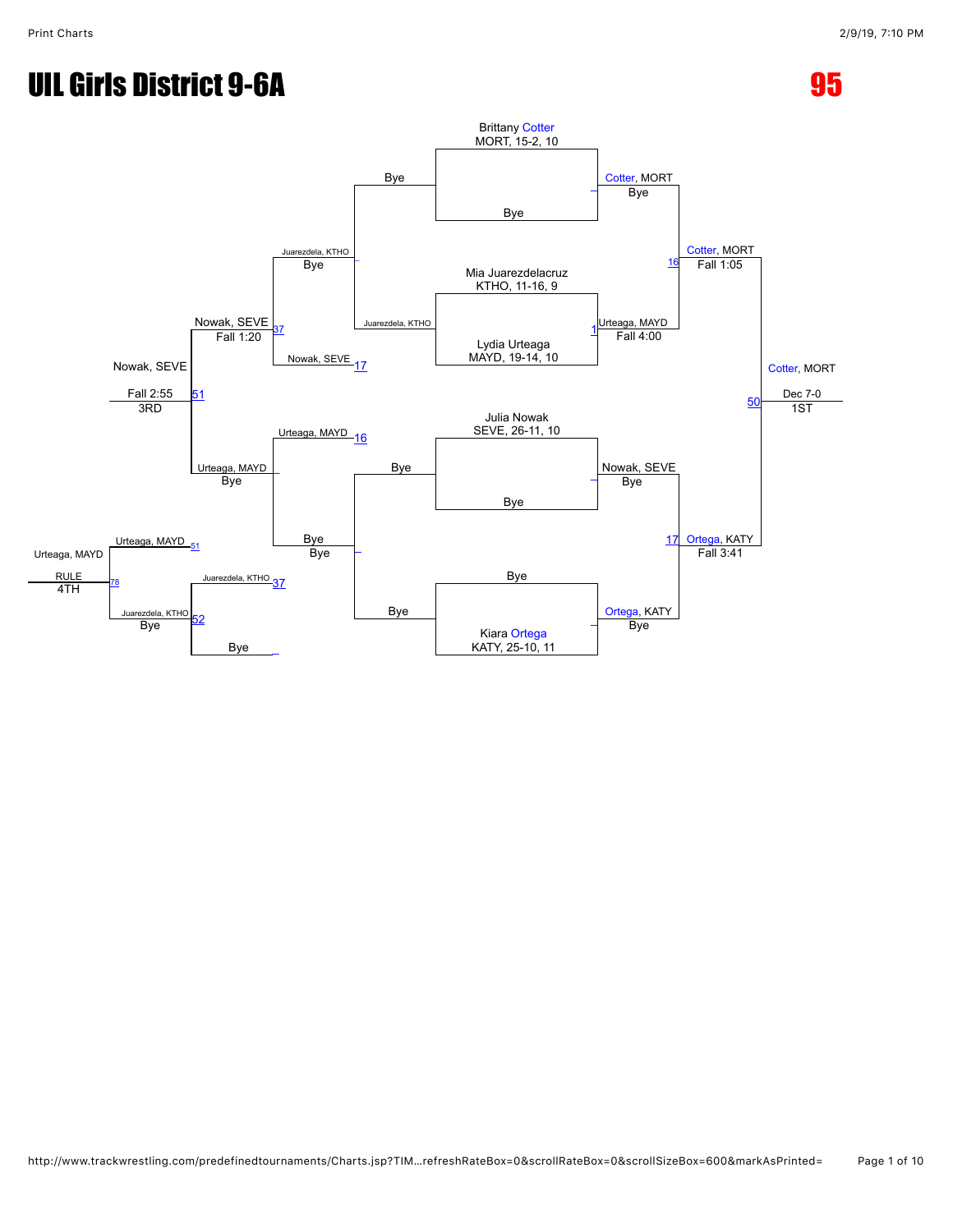# UIL Girls District 9-6A

**95**

## Championship Bracket

**Entrants:**
- Brittany Cotter, MORT, 15-2, 10
- Mia Juarezdelacruz, KTHO, 11-16, 9
- Lydia Urteaga, MAYD, 19-14, 10
- Julia Nowak, SEVE, 26-11, 10
- Kiara Ortega, KATY, 25-10, 11

**Round 1:**
- Brittany Cotter vs Bye — Cotter, MORT (Bye)
- Mia Juarezdelacruz vs Lydia Urteaga — 1 — Urteaga, MAYD (Fall 4:00)
- Julia Nowak vs Bye — Nowak, SEVE (Bye)
- Bye vs Kiara Ortega — Ortega, KATY (Bye)

**Semifinals:**
- 16 — Cotter, MORT (Fall 1:05)
- 17 — Ortega, KATY (Fall 3:41)

**Final:**
- 50 — Cotter, MORT — Dec 7-0 — 1ST

## Consolation Bracket

**Consolation Round 1:**
- Bye vs Juarezdela, KTHO — Juarezdela, KTHO (Bye)
- Bye vs Bye — Bye

**Consolation Round 2:**
- Juarezdela, KTHO vs Nowak, SEVE — 37 — Nowak, SEVE (Fall 1:20)
- Urteaga, MAYD vs Bye — 16 — Urteaga, MAYD (Bye)

**3rd Place:**
- Nowak, SEVE vs Urteaga, MAYD — 51 — Nowak, SEVE (Fall 2:55) — 3RD

**4th Place Bracket:**
- Juarezdela, KTHO vs Bye — 37 — Juarezdela, KTHO (Bye)
- Urteaga, MAYD vs Juarezdela, KTHO — 51 / 52 / 78 — Urteaga, MAYD (RULE) — 4TH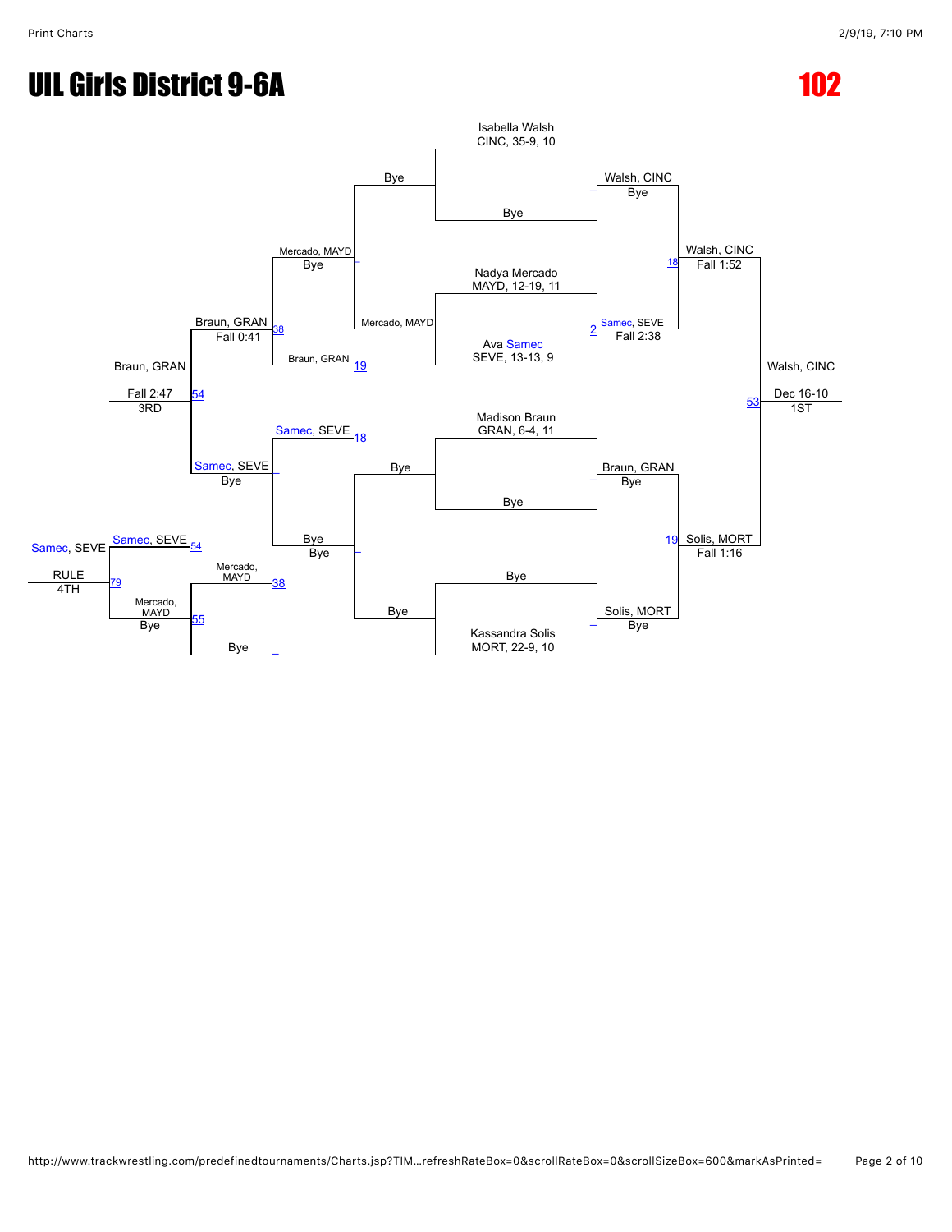# UIL Girls District 9-6A

# 102

## Championship Bracket

**Isabella Walsh** — CINC, 35-9, 10
vs. Bye → Walsh, CINC (Bye)

**Nadya Mercado** — MAYD, 12-19, 11
vs. **Ava Samec** — SEVE, 13-13, 9 → Samec, SEVE (Fall 2:38) [2]

Walsh, CINC over Samec, SEVE → Walsh, CINC (Fall 1:52) [18]

**Madison Braun** — GRAN, 6-4, 11
vs. Bye → Braun, GRAN (Bye)

Bye
vs. **Kassandra Solis** — MORT, 22-9, 10 → Solis, MORT (Bye)

Braun, GRAN vs. Solis, MORT → Solis, MORT (Fall 1:16) [19]

Walsh, CINC vs. Solis, MORT → **Walsh, CINC** (Dec 16-10) [53] — **1ST**

## Consolation Bracket

Bye vs. Mercado, MAYD → Mercado, MAYD (Bye)

Mercado, MAYD vs. Braun, GRAN [19] → Braun, GRAN (Fall 0:41) [38]

Bye vs. Bye → Bye (Bye)

Samec, SEVE [18] vs. Bye → Samec, SEVE (Bye)

Braun, GRAN vs. Samec, SEVE → **Braun, GRAN** (Fall 2:47) [54] — **3RD**

Mercado, MAYD [38] vs. Bye → Mercado, MAYD (Bye) [55]

Samec, SEVE [54] vs. Mercado, MAYD → **Samec, SEVE** (RULE) [79] — **4TH**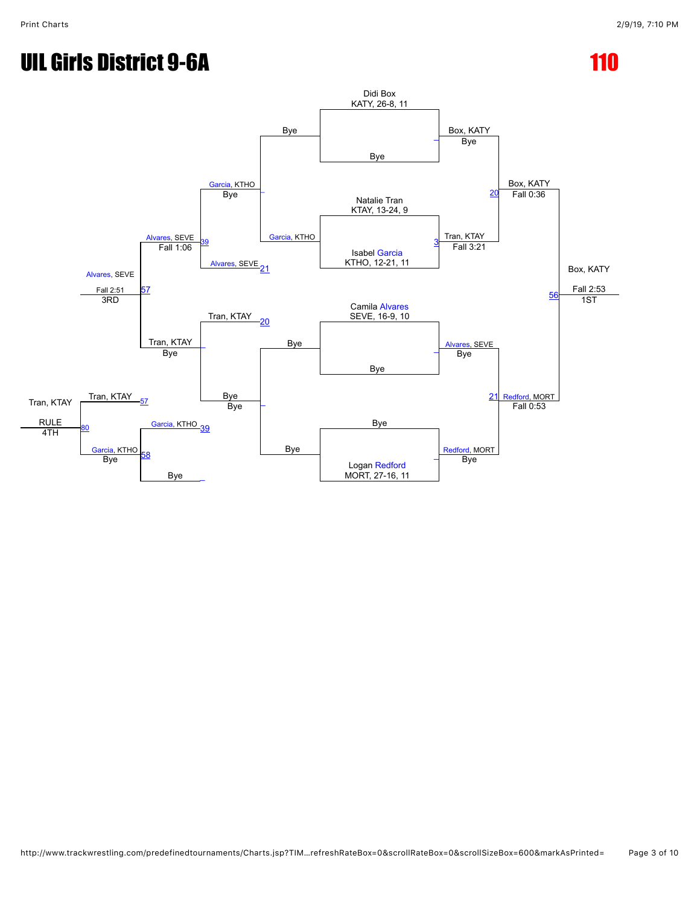# UIL Girls District 9-6A

# 110

## Championship Bracket

**Quarterfinals / Seeds**

- Didi Box, KATY, 26-8, 11 — Bye
- Natalie Tran, KTAY, 13-24, 9 vs Isabel Garcia, KTHO, 12-21, 11
- Camila Alvares, SEVE, 16-9, 10 — Bye
- Bye — Logan Redford, MORT, 27-16, 11

**Semifinals**

- Box, KATY — Bye vs Tran, KTAY — Fall 3:21 (3)
- Alvares, SEVE — Bye vs Redford, MORT — Bye

**Finals**

- Box, KATY — Fall 0:36 (20)
- Redford, MORT — Fall 0:53 (21)

**1ST:** Box, KATY — Fall 2:53 (56)

## Consolation Bracket

- Bye vs Garcia, KTHO — Bye
- Garcia, KTHO — Bye vs Alvares, SEVE (21)
- Alvares, SEVE — Fall 1:06 (39)
- Tran, KTAY (20) — Bye vs Bye — Bye
- Tran, KTAY — Bye
- Alvares, SEVE — Fall 2:51 (57) — **3RD**
- Garcia, KTHO (39) vs Bye
- Garcia, KTHO — Bye (58)
- Tran, KTAY (57)
- Tran, KTAY — RULE (80) — **4TH**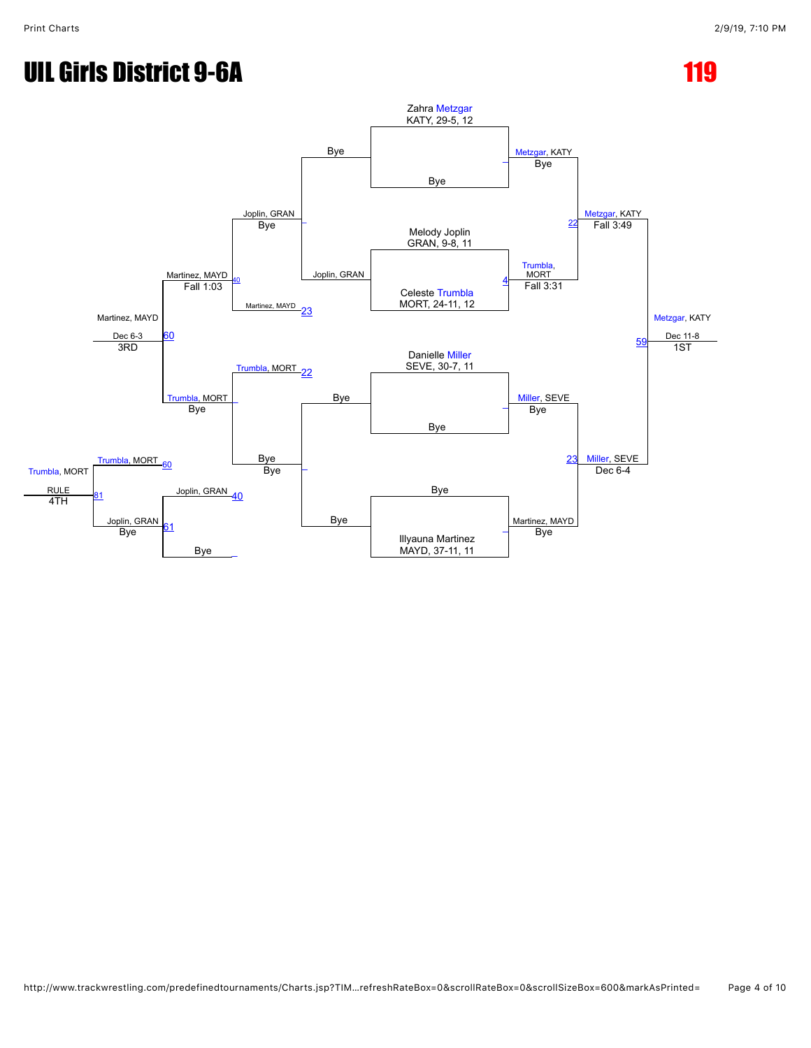# UIL Girls District 9-6A

# 119

## Championship Bracket

| Wrestler | Result |
| --- | --- |
| Zahra Metzgar, KATY, 29-5, 12 | Bye |
| Melody Joplin, GRAN, 9-8, 11 vs Celeste Trumbla, MORT, 24-11, 12 | Trumbla, MORT — Fall 3:31 (4) |
| Danielle Miller, SEVE, 30-7, 11 | Bye |
| Illyauna Martinez, MAYD, 37-11, 11 | Bye |

Semifinals:

- Metzgar, KATY over Trumbla, MORT — Fall 3:49 (22)
- Miller, SEVE over Martinez, MAYD — Dec 6-4 (23)

Final:

- Metzgar, KATY over Miller, SEVE — Dec 11-8 (59) — **1ST**

## Consolation Bracket

- Joplin, GRAN — Bye
- Martinez, MAYD (23) vs Joplin, GRAN — Martinez, MAYD — Fall 1:03 (40)
- Trumbla, MORT (22) — Bye
- Martinez, MAYD vs Trumbla, MORT — Martinez, MAYD — Dec 6-3 (60) — **3RD**

Fourth place:

- Joplin, GRAN (40) — Bye (61)
- Trumbla, MORT (60) vs Joplin, GRAN — Trumbla, MORT — RULE (81) — **4TH**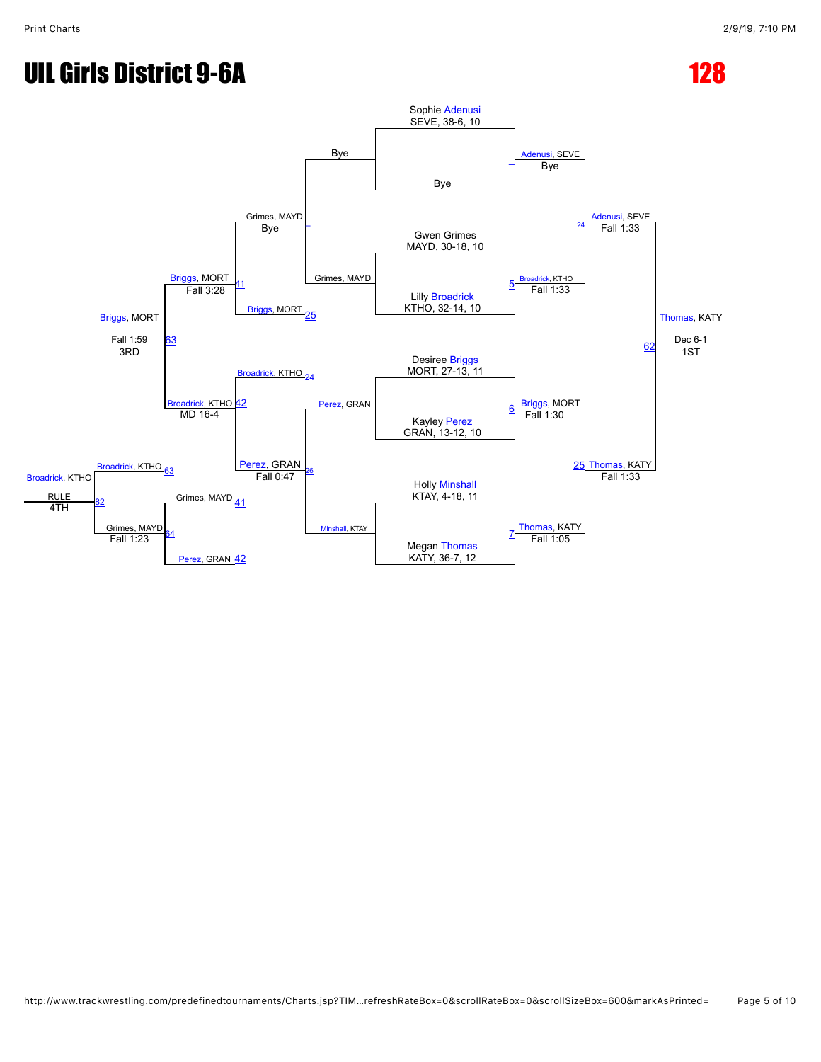# UIL Girls District 9-6A

## 128

### Championship Bracket

**First Round**

- Sophie Adenusi, SEVE, 38-6, 10 vs. Bye — Adenusi, SEVE, Bye
- Gwen Grimes, MAYD, 30-18, 10 vs. Lilly Broadrick, KTHO, 32-14, 10 — 5 Broadrick, KTHO, Fall 1:33
- Desiree Briggs, MORT, 27-13, 11 vs. Kayley Perez, GRAN, 13-12, 10 — 6 Briggs, MORT, Fall 1:30
- Holly Minshall, KTAY, 4-18, 11 vs. Megan Thomas, KATY, 36-7, 12 — 7 Thomas, KATY, Fall 1:05

**Semifinals**

- Adenusi, SEVE vs. Broadrick, KTHO — 24 Adenusi, SEVE, Fall 1:33
- Briggs, MORT vs. Thomas, KATY — 25 Thomas, KATY, Fall 1:33

**Final**

- Adenusi, SEVE vs. Thomas, KATY — 62 Thomas, KATY, Dec 6-1, 1ST

### Consolation Bracket

**Consolation Round 1**

- Bye vs. Grimes, MAYD — Grimes, MAYD, Bye
- Perez, GRAN vs. Minshall, KTAY — 26 Perez, GRAN, Fall 0:47

**Consolation Round 2**

- Grimes, MAYD vs. Briggs, MORT (25) — 41 Briggs, MORT, Fall 3:28
- Broadrick, KTHO (24) vs. Perez, GRAN — 42 Broadrick, KTHO, MD 16-4

**3rd Place**

- Briggs, MORT vs. Broadrick, KTHO — 63 Briggs, MORT, Fall 1:59, 3RD

**5th Place**

- Grimes, MAYD (41) vs. Perez, GRAN (42) — 64 Grimes, MAYD, Fall 1:23

**4th Place**

- Broadrick, KTHO (63) vs. Grimes, MAYD (64) — 82 Broadrick, KTHO, RULE, 4TH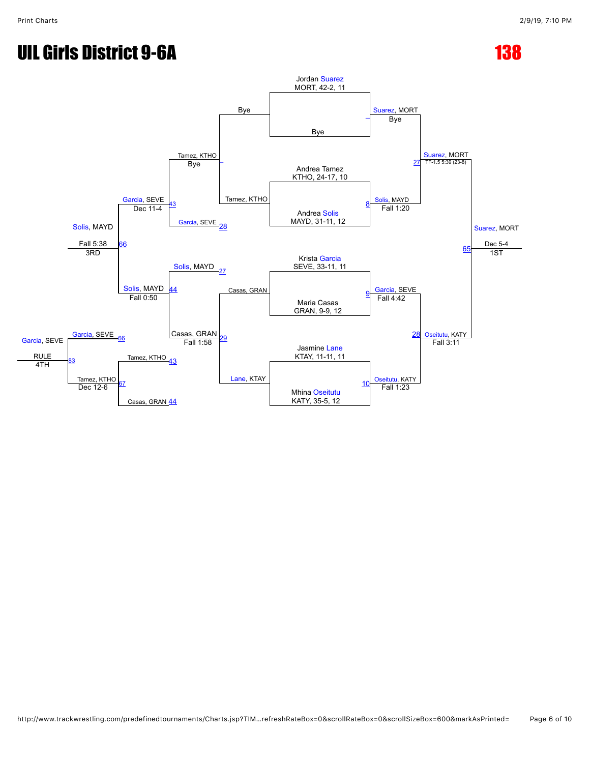# UIL Girls District 9-6A

# 138

**Championship Bracket**

| Match | Wrestler 1 | Wrestler 2 | Winner | Result |
|---|---|---|---|---|
| — | Jordan Suarez, MORT, 42-2, 11 | Bye | Suarez, MORT | Bye |
| 8 | Andrea Tamez, KTHO, 24-17, 10 | Andrea Solis, MAYD, 31-11, 12 | Solis, MAYD | Fall 1:20 |
| 9 | Krista Garcia, SEVE, 33-11, 11 | Maria Casas, GRAN, 9-9, 12 | Garcia, SEVE | Fall 4:42 |
| 10 | Jasmine Lane, KTAY, 11-11, 11 | Mhina Oseitutu, KATY, 35-5, 12 | Oseitutu, KATY | Fall 1:23 |
| 27 | Suarez, MORT | Solis, MAYD | Suarez, MORT | TF-1.5 5:39 (23-8) |
| 28 | Garcia, SEVE | Oseitutu, KATY | Oseitutu, KATY | Fall 3:11 |
| 65 | Suarez, MORT | Oseitutu, KATY | Suarez, MORT (1ST) | Dec 5-4 |

**Consolation Bracket**

| Match | Wrestler 1 | Wrestler 2 | Winner | Result |
|---|---|---|---|---|
| — | Bye | Tamez, KTHO | Tamez, KTHO | Bye |
| 29 | Casas, GRAN | Lane, KTAY | Casas, GRAN | Fall 1:58 |
| 43 | Tamez, KTHO | Garcia, SEVE (28) | Garcia, SEVE | Dec 11-4 |
| 44 | Solis, MAYD (27) | Casas, GRAN | Solis, MAYD | Fall 0:50 |
| 66 | Garcia, SEVE | Solis, MAYD | Solis, MAYD (3RD) | Fall 5:38 |
| 67 | Tamez, KTHO (43) | Casas, GRAN (44) | Tamez, KTHO | Dec 12-6 |
| 83 | Garcia, SEVE (66) | Tamez, KTHO | Garcia, SEVE (4TH) | RULE |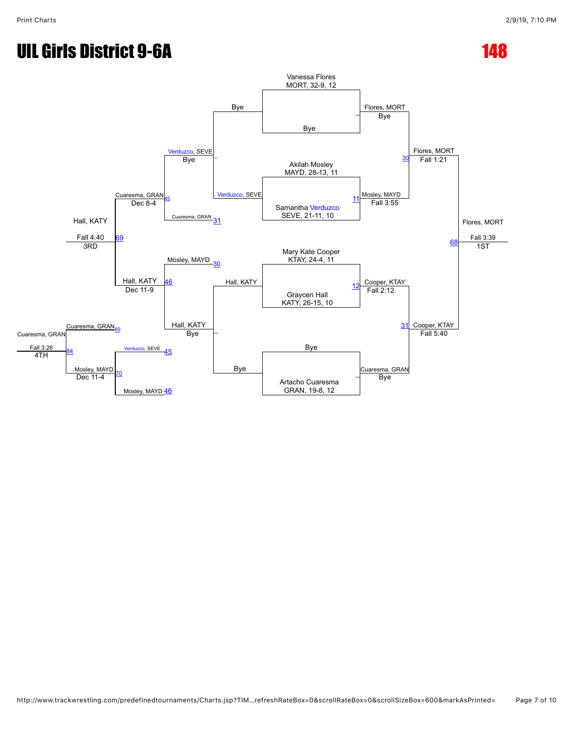# UIL Girls District 9-6A

# 148

## Championship Bracket

### Round 1

- Vanessa Flores (MORT, 32-9, 12) vs Bye — Winner: Flores, MORT (Bye)
- Akilah Mosley (MAYD, 28-13, 11) vs Samantha Verduzco (SEVE, 21-11, 10) — Winner: Mosley, MAYD (Fall 3:55) [11]
- Mary Kate Cooper (KTAY, 24-4, 11) vs Graycen Hall (KATY, 26-15, 10) — Winner: Cooper, KTAY (Fall 2:12) [12]
- Bye vs Artacho Cuaresma (GRAN, 19-8, 12) — Winner: Cuaresma, GRAN (Bye)

### Semifinals

- Flores, MORT vs Mosley, MAYD — Winner: Flores, MORT (Fall 1:21) [30]
- Cooper, KTAY vs Cuaresma, GRAN — Winner: Cooper, KTAY (Fall 5:40) [31]

### Final

- Flores, MORT vs Cooper, KTAY — Winner: Flores, MORT (Fall 3:39) [68] — 1ST

## Consolation Bracket

- Bye vs Verduzco, SEVE — Winner: Verduzco, SEVE (Bye)
- Hall, KATY vs Bye — Winner: Hall, KATY (Bye)
- Verduzco, SEVE vs Cuaresma, GRAN [31] — Winner: Cuaresma, GRAN (Dec 8-4) [45]
- Mosley, MAYD [30] vs Hall, KATY — Winner: Hall, KATY (Dec 11-9) [46]
- Cuaresma, GRAN vs Hall, KATY — Winner: Hall, KATY (Fall 4:40) [69] — 3RD

## 4th Place

- Verduzco, SEVE [45] vs Mosley, MAYD [46] — Winner: Mosley, MAYD (Dec 11-4) [70]
- Cuaresma, GRAN [69] vs Mosley, MAYD — Winner: Cuaresma, GRAN (Fall 3:26) [84] — 4TH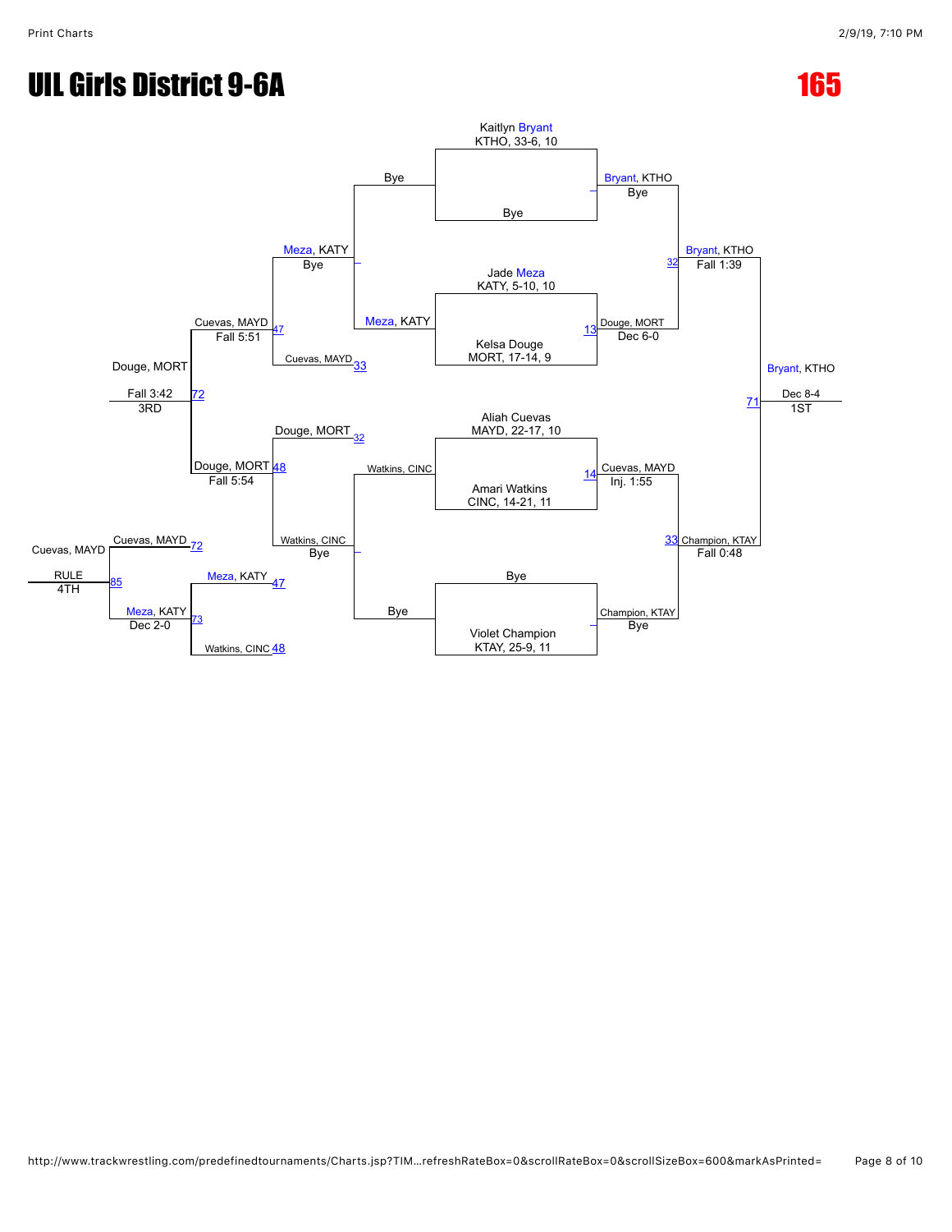# UIL Girls District 9-6A

## 165

### Championship Bracket

**Seeds / First Round:**

- Kaitlyn Bryant, KTHO, 33-6, 10 vs Bye → Bryant, KTHO (Bye)
- Jade Meza, KATY, 5-10, 10 vs Kelsa Douge, MORT, 17-14, 9 → Douge, MORT (Dec 6-0) [13]
- Aliah Cuevas, MAYD, 22-17, 10 vs Amari Watkins, CINC, 14-21, 11 → Cuevas, MAYD (Inj. 1:55) [14]
- Bye vs Violet Champion, KTAY, 25-9, 11 → Champion, KTAY (Bye)

**Semifinals:**

- Bryant, KTHO vs Douge, MORT → Bryant, KTHO (Fall 1:39) [32]
- Cuevas, MAYD vs Champion, KTAY → Champion, KTAY (Fall 0:48) [33]

**Final:**

- Bryant, KTHO vs Champion, KTAY → Bryant, KTHO (Dec 8-4) [71] — **1ST**

### Consolation Bracket

**Consolation First Round:**

- Bye vs Meza, KATY → Meza, KATY (Bye)
- Watkins, CINC vs Bye → Watkins, CINC (Bye)

**Consolation Second Round:**

- Meza, KATY vs Cuevas, MAYD [33] → Cuevas, MAYD (Fall 5:51) [47]
- Douge, MORT [32] vs Watkins, CINC → Douge, MORT (Fall 5:54) [48]

**3rd Place Match:**

- Cuevas, MAYD vs Douge, MORT → Douge, MORT (Fall 3:42) [72] — **3RD**

**Consolation (4th place path):**

- Meza, KATY [47] vs Watkins, CINC [48] → Meza, KATY (Dec 2-0) [73]
- Cuevas, MAYD [72] vs Meza, KATY → Cuevas, MAYD (RULE) [85] — **4TH**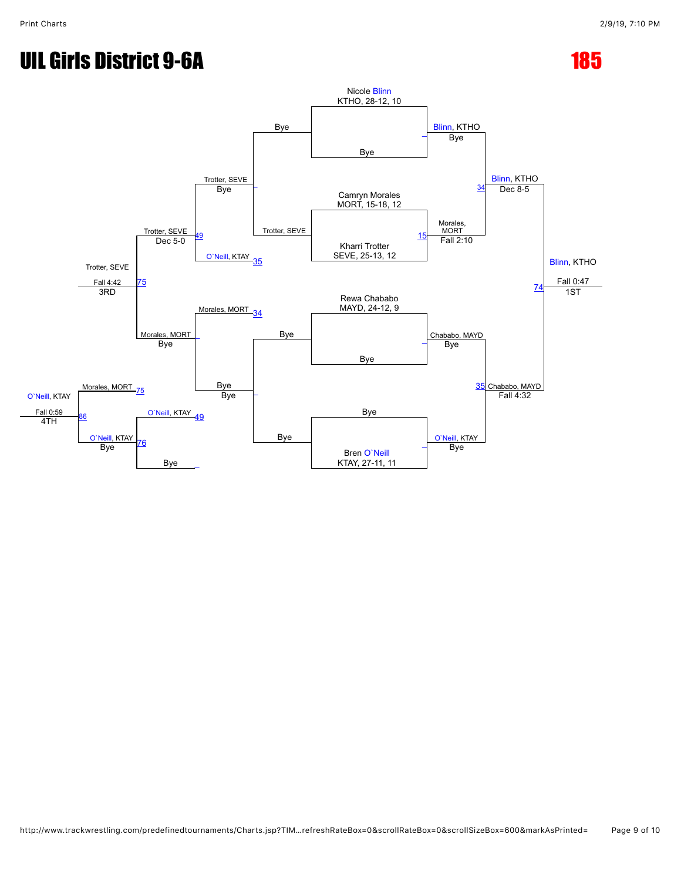# UIL Girls District 9-6A

## 185

### Championship Bracket

**Quarterfinals**

- Nicole Blinn, KTHO, 28-12, 10 vs Bye → Blinn, KTHO — Bye
- Camryn Morales, MORT, 15-18, 12 vs Kharri Trotter, SEVE, 25-13, 12 → Morales, MORT — Fall 2:10
- Rewa Chababo, MAYD, 24-12, 9 vs Bye → Chababo, MAYD — Bye
- Bye vs Bren O`Neill, KTAY, 27-11, 11 → O`Neill, KTAY — Bye

**Semifinals**

- Blinn, KTHO vs Morales, MORT → Blinn, KTHO — Dec 8-5
- Chababo, MAYD vs O`Neill, KTAY → Chababo, MAYD — Fall 4:32

**Final**

- Blinn, KTHO vs Chababo, MAYD → Blinn, KTHO — Fall 0:47 — 1ST

### Consolation Bracket

- Bye vs Trotter, SEVE → Trotter, SEVE — Bye
- Bye vs Bye → Bye — Bye
- Trotter, SEVE vs O`Neill, KTAY → Trotter, SEVE — Dec 5-0
- Morales, MORT vs Bye → Morales, MORT — Bye
- O`Neill, KTAY vs Bye → O`Neill, KTAY — Bye
- Trotter, SEVE vs Morales, MORT → Trotter, SEVE — Fall 4:42 — 3RD
- Morales, MORT vs O`Neill, KTAY → O`Neill, KTAY — Fall 0:59 — 4TH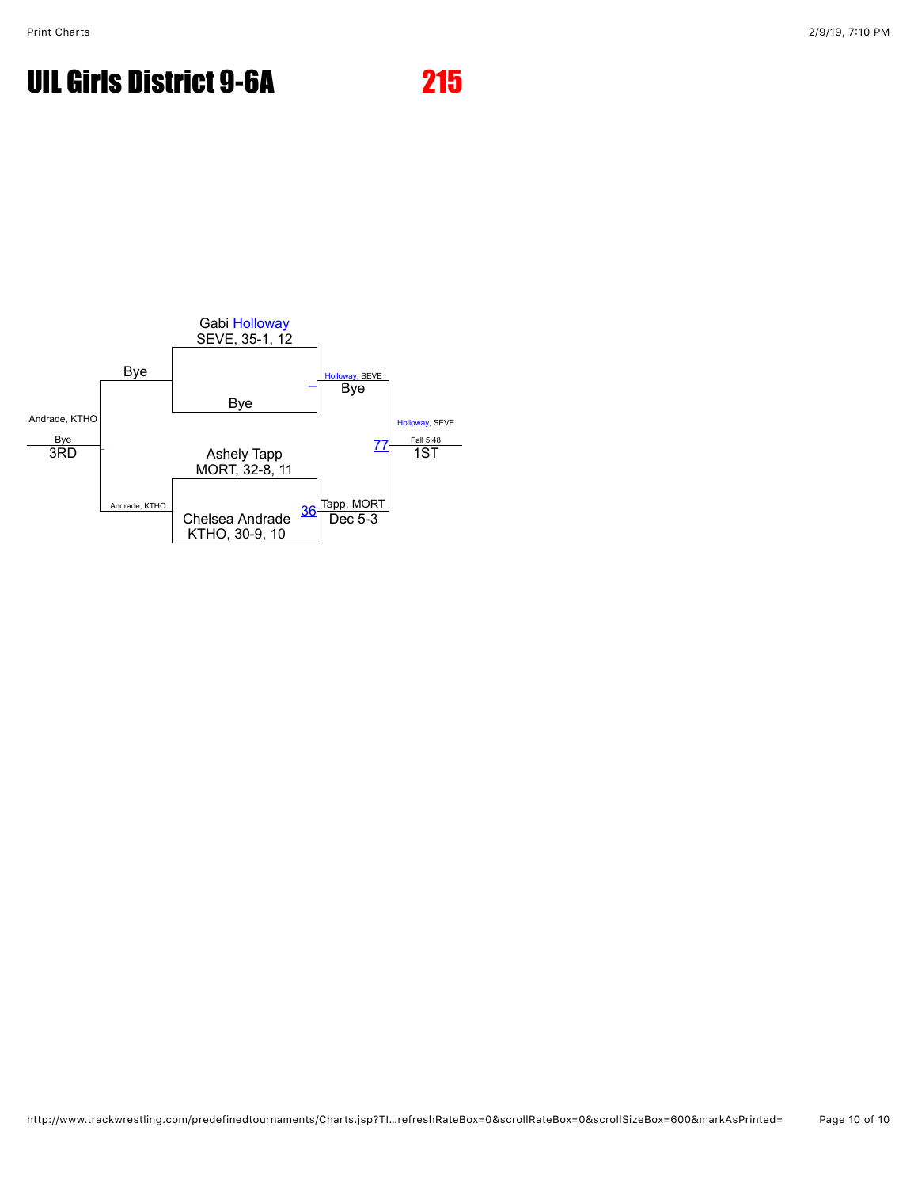# UIL Girls District 9-6A

## 215

Gabi Holloway
SEVE, 35-1, 12

Bye

Holloway, SEVE
Bye

Ashely Tapp
MORT, 32-8, 11

Chelsea Andrade
KTHO, 30-9, 10

36

Tapp, MORT
Dec 5-3

77

Holloway, SEVE
Fall 5:48
1ST

Bye

Andrade, KTHO

Andrade, KTHO
Bye
3RD